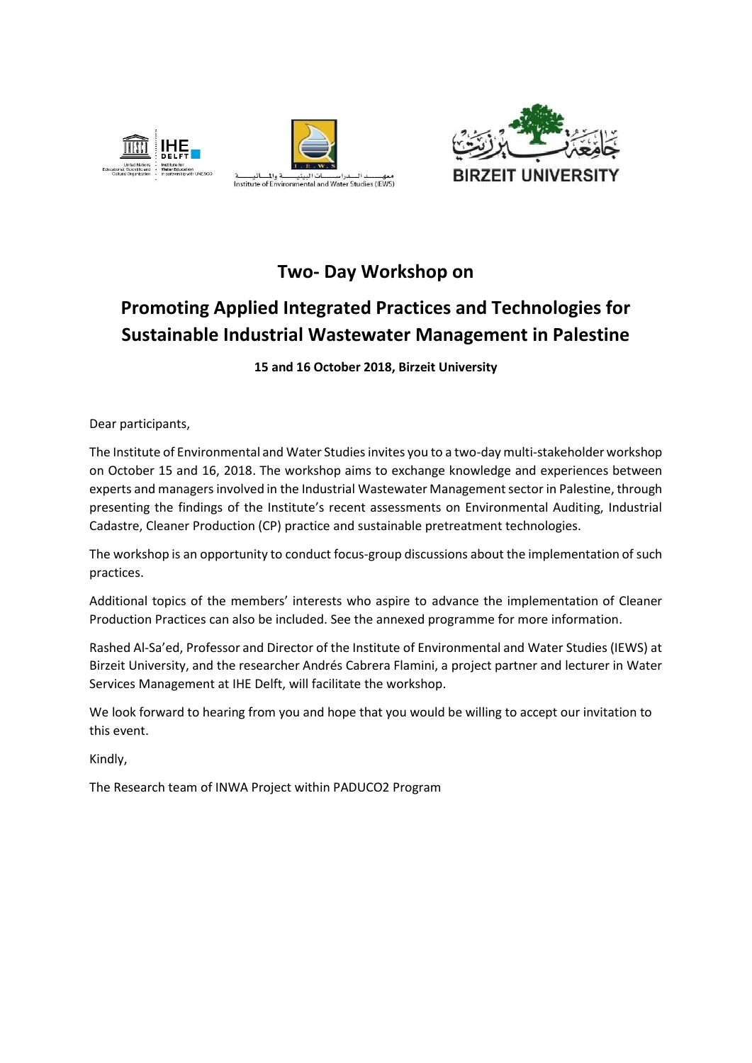# Two- Day Workshop on

# Promoting Applied Integrated Practices and Technologies for Sustainable Industrial Wastewater Management in Palestine

**15 and 16 October 2018, Birzeit University**

Dear participants,

The Institute of Environmental and Water Studies invites you to a two-day multi-stakeholder workshop on October 15 and 16, 2018. The workshop aims to exchange knowledge and experiences between experts and managers involved in the Industrial Wastewater Management sector in Palestine, through presenting the findings of the Institute's recent assessments on Environmental Auditing, Industrial Cadastre, Cleaner Production (CP) practice and sustainable pretreatment technologies.

The workshop is an opportunity to conduct focus-group discussions about the implementation of such practices.

Additional topics of the members' interests who aspire to advance the implementation of Cleaner Production Practices can also be included. See the annexed programme for more information.

Rashed Al-Sa'ed, Professor and Director of the Institute of Environmental and Water Studies (IEWS) at Birzeit University, and the researcher Andrés Cabrera Flamini, a project partner and lecturer in Water Services Management at IHE Delft, will facilitate the workshop.

We look forward to hearing from you and hope that you would be willing to accept our invitation to this event.

Kindly,

The Research team of INWA Project within PADUCO2 Program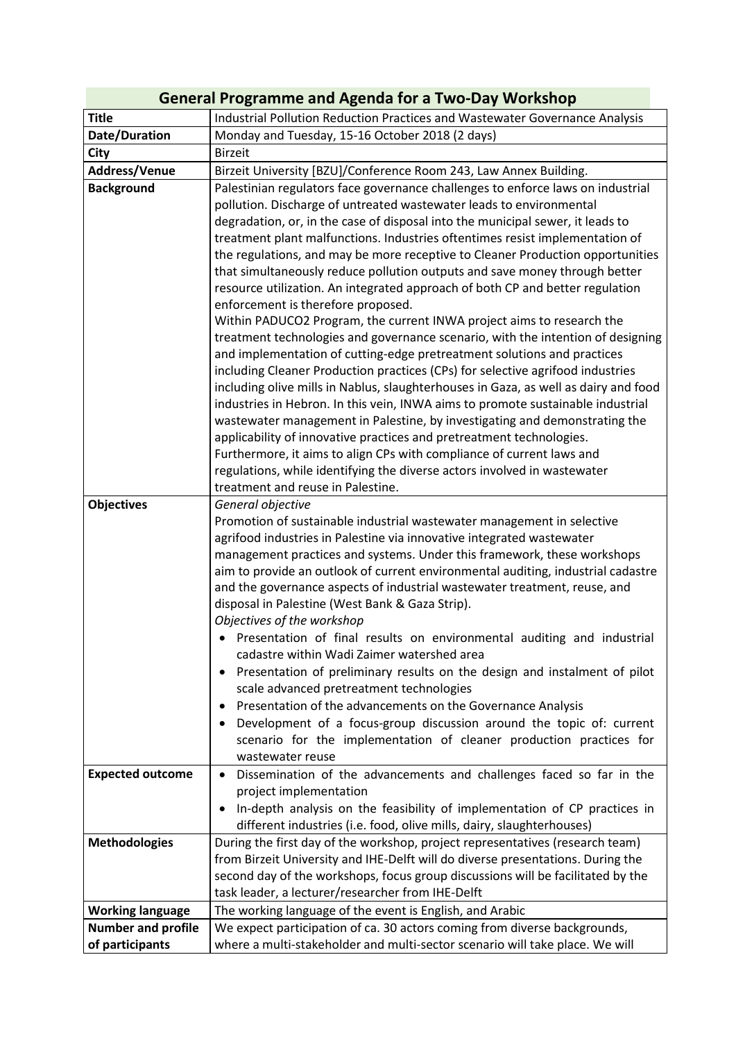## General Programme and Agenda for a Two-Day Workshop

| | |
|---|---|
| **Title** | Industrial Pollution Reduction Practices and Wastewater Governance Analysis |
| **Date/Duration** | Monday and Tuesday, 15-16 October 2018 (2 days) |
| **City** | Birzeit |
| **Address/Venue** | Birzeit University [BZU]/Conference Room 243, Law Annex Building. |
| **Background** | Palestinian regulators face governance challenges to enforce laws on industrial pollution. Discharge of untreated wastewater leads to environmental degradation, or, in the case of disposal into the municipal sewer, it leads to treatment plant malfunctions. Industries oftentimes resist implementation of the regulations, and may be more receptive to Cleaner Production opportunities that simultaneously reduce pollution outputs and save money through better resource utilization. An integrated approach of both CP and better regulation enforcement is therefore proposed.<br>Within PADUCO2 Program, the current INWA project aims to research the treatment technologies and governance scenario, with the intention of designing and implementation of cutting-edge pretreatment solutions and practices including Cleaner Production practices (CPs) for selective agrifood industries including olive mills in Nablus, slaughterhouses in Gaza, as well as dairy and food industries in Hebron. In this vein, INWA aims to promote sustainable industrial wastewater management in Palestine, by investigating and demonstrating the applicability of innovative practices and pretreatment technologies.<br>Furthermore, it aims to align CPs with compliance of current laws and regulations, while identifying the diverse actors involved in wastewater treatment and reuse in Palestine. |
| **Objectives** | *General objective*<br>Promotion of sustainable industrial wastewater management in selective agrifood industries in Palestine via innovative integrated wastewater management practices and systems. Under this framework, these workshops aim to provide an outlook of current environmental auditing, industrial cadastre and the governance aspects of industrial wastewater treatment, reuse, and disposal in Palestine (West Bank & Gaza Strip).<br>*Objectives of the workshop*<br>• Presentation of final results on environmental auditing and industrial cadastre within Wadi Zaimer watershed area<br>• Presentation of preliminary results on the design and instalment of pilot scale advanced pretreatment technologies<br>• Presentation of the advancements on the Governance Analysis<br>• Development of a focus-group discussion around the topic of: current scenario for the implementation of cleaner production practices for wastewater reuse |
| **Expected outcome** | • Dissemination of the advancements and challenges faced so far in the project implementation<br>• In-depth analysis on the feasibility of implementation of CP practices in different industries (i.e. food, olive mills, dairy, slaughterhouses) |
| **Methodologies** | During the first day of the workshop, project representatives (research team) from Birzeit University and IHE-Delft will do diverse presentations. During the second day of the workshops, focus group discussions will be facilitated by the task leader, a lecturer/researcher from IHE-Delft |
| **Working language** | The working language of the event is English, and Arabic |
| **Number and profile of participants** | We expect participation of ca. 30 actors coming from diverse backgrounds, where a multi-stakeholder and multi-sector scenario will take place. We will |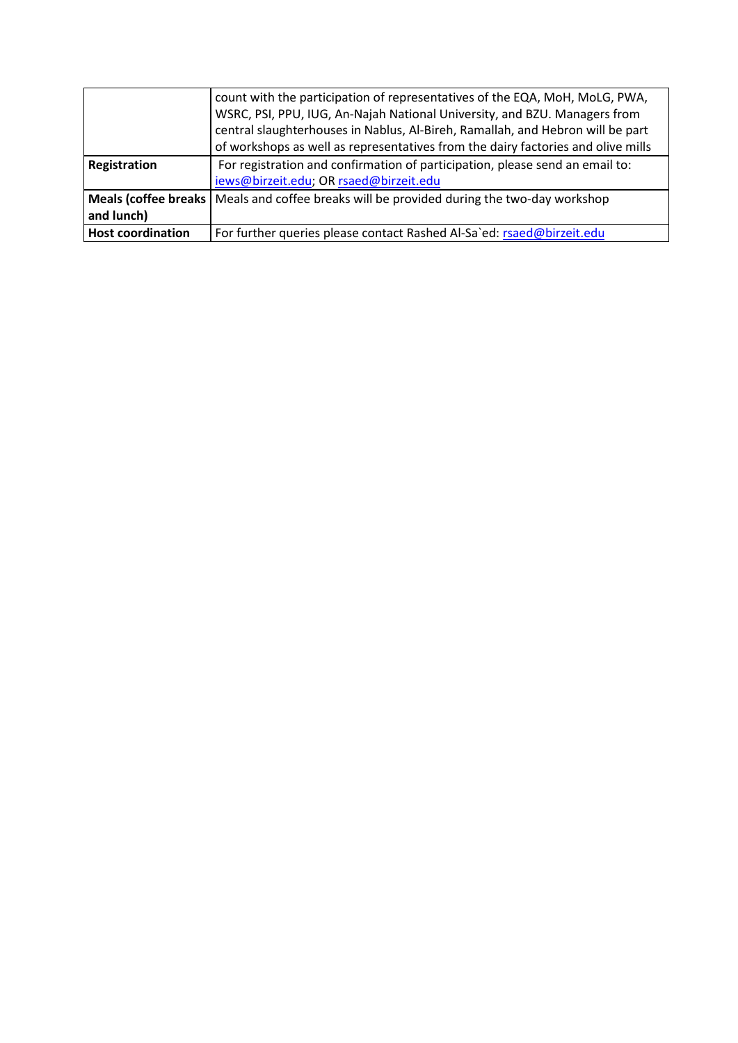| | |
|---|---|
| | count with the participation of representatives of the EQA, MoH, MoLG, PWA, WSRC, PSI, PPU, IUG, An-Najah National University, and BZU. Managers from central slaughterhouses in Nablus, Al-Bireh, Ramallah, and Hebron will be part of workshops as well as representatives from the dairy factories and olive mills |
| **Registration** | For registration and confirmation of participation, please send an email to: iews@birzeit.edu; OR rsaed@birzeit.edu |
| **Meals (coffee breaks and lunch)** | Meals and coffee breaks will be provided during the two-day workshop |
| **Host coordination** | For further queries please contact Rashed Al-Sa`ed: rsaed@birzeit.edu |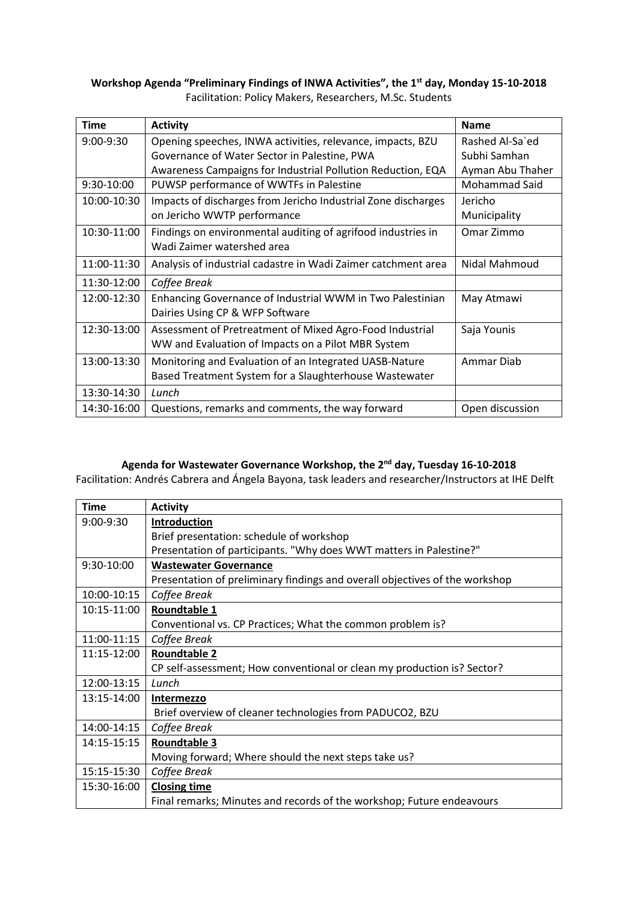**Workshop Agenda "Preliminary Findings of INWA Activities", the 1st day, Monday 15-10-2018**

Facilitation: Policy Makers, Researchers, M.Sc. Students

| Time | Activity | Name |
|---|---|---|
| 9:00-9:30 | Opening speeches, INWA activities, relevance, impacts, BZU<br>Governance of Water Sector in Palestine, PWA<br>Awareness Campaigns for Industrial Pollution Reduction, EQA | Rashed Al-Sa`ed<br>Subhi Samhan<br>Ayman Abu Thaher |
| 9:30-10:00 | PUWSP performance of WWTFs in Palestine | Mohammad Said |
| 10:00-10:30 | Impacts of discharges from Jericho Industrial Zone discharges on Jericho WWTP performance | Jericho Municipality |
| 10:30-11:00 | Findings on environmental auditing of agrifood industries in Wadi Zaimer watershed area | Omar Zimmo |
| 11:00-11:30 | Analysis of industrial cadastre in Wadi Zaimer catchment area | Nidal Mahmoud |
| 11:30-12:00 | *Coffee Break* | |
| 12:00-12:30 | Enhancing Governance of Industrial WWM in Two Palestinian Dairies Using CP & WFP Software | May Atmawi |
| 12:30-13:00 | Assessment of Pretreatment of Mixed Agro-Food Industrial WW and Evaluation of Impacts on a Pilot MBR System | Saja Younis |
| 13:00-13:30 | Monitoring and Evaluation of an Integrated UASB-Nature Based Treatment System for a Slaughterhouse Wastewater | Ammar Diab |
| 13:30-14:30 | *Lunch* | |
| 14:30-16:00 | Questions, remarks and comments, the way forward | Open discussion |

**Agenda for Wastewater Governance Workshop, the 2nd day, Tuesday 16-10-2018**

Facilitation: Andrés Cabrera and Ángela Bayona, task leaders and researcher/Instructors at IHE Delft

| Time | Activity |
|---|---|
| 9:00-9:30 | **Introduction**<br>Brief presentation: schedule of workshop<br>Presentation of participants. "Why does WWT matters in Palestine?" |
| 9:30-10:00 | **Wastewater Governance**<br>Presentation of preliminary findings and overall objectives of the workshop |
| 10:00-10:15 | *Coffee Break* |
| 10:15-11:00 | **Roundtable 1**<br>Conventional vs. CP Practices; What the common problem is? |
| 11:00-11:15 | *Coffee Break* |
| 11:15-12:00 | **Roundtable 2**<br>CP self-assessment; How conventional or clean my production is? Sector? |
| 12:00-13:15 | *Lunch* |
| 13:15-14:00 | **Intermezzo**<br>Brief overview of cleaner technologies from PADUCO2, BZU |
| 14:00-14:15 | *Coffee Break* |
| 14:15-15:15 | **Roundtable 3**<br>Moving forward; Where should the next steps take us? |
| 15:15-15:30 | *Coffee Break* |
| 15:30-16:00 | **Closing time**<br>Final remarks; Minutes and records of the workshop; Future endeavours |